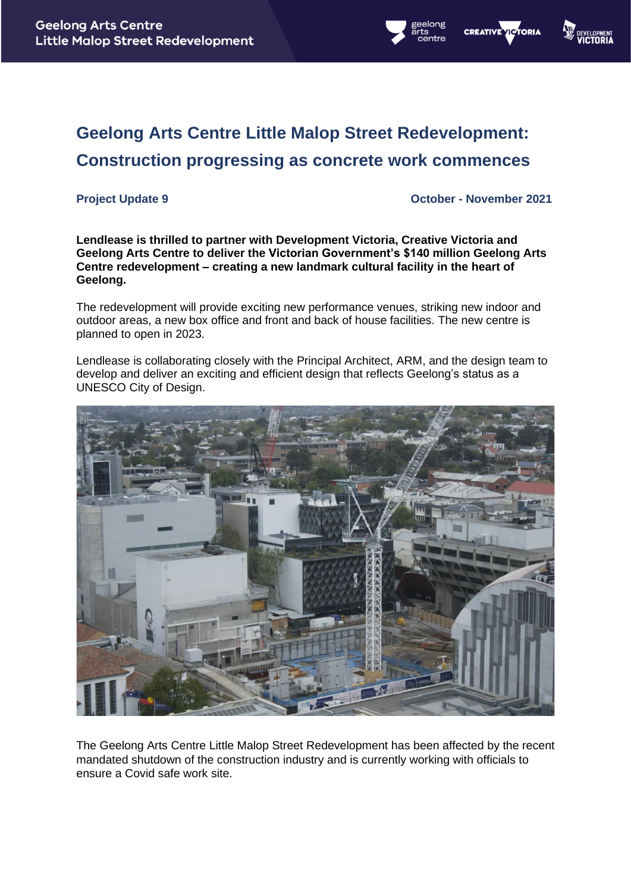# Geelong Arts Centre Little Malop Street Redevelopment: Construction progressing as concrete work commences

**Project Update 9** | **October - November 2021**

**Lendlease is thrilled to partner with Development Victoria, Creative Victoria and Geelong Arts Centre to deliver the Victorian Government's $140 million Geelong Arts Centre redevelopment – creating a new landmark cultural facility in the heart of Geelong.**

The redevelopment will provide exciting new performance venues, striking new indoor and outdoor areas, a new box office and front and back of house facilities. The new centre is planned to open in 2023.

Lendlease is collaborating closely with the Principal Architect, ARM, and the design team to develop and deliver an exciting and efficient design that reflects Geelong's status as a UNESCO City of Design.

The Geelong Arts Centre Little Malop Street Redevelopment has been affected by the recent mandated shutdown of the construction industry and is currently working with officials to ensure a Covid safe work site.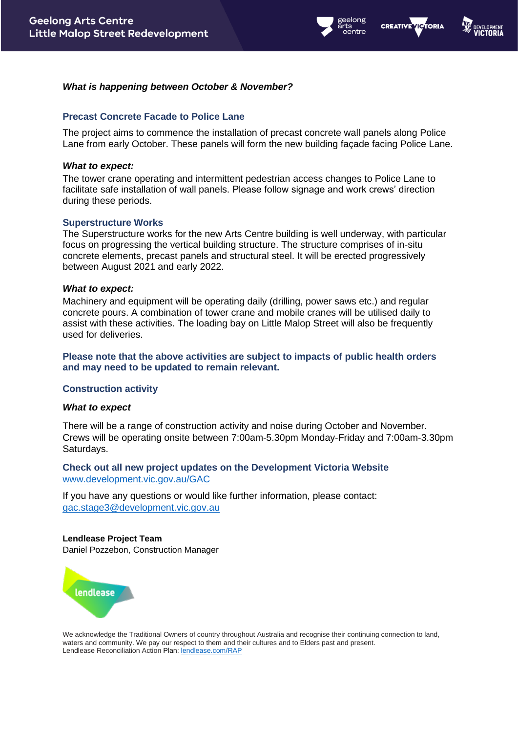***What is happening between October & November?***

### Precast Concrete Facade to Police Lane

The project aims to commence the installation of precast concrete wall panels along Police Lane from early October. These panels will form the new building façade facing Police Lane.

***What to expect:***

The tower crane operating and intermittent pedestrian access changes to Police Lane to facilitate safe installation of wall panels. Please follow signage and work crews' direction during these periods.

### Superstructure Works

The Superstructure works for the new Arts Centre building is well underway, with particular focus on progressing the vertical building structure. The structure comprises of in-situ concrete elements, precast panels and structural steel. It will be erected progressively between August 2021 and early 2022.

***What to expect:***

Machinery and equipment will be operating daily (drilling, power saws etc.) and regular concrete pours. A combination of tower crane and mobile cranes will be utilised daily to assist with these activities. The loading bay on Little Malop Street will also be frequently used for deliveries.

**Please note that the above activities are subject to impacts of public health orders and may need to be updated to remain relevant.**

### Construction activity

***What to expect***

There will be a range of construction activity and noise during October and November. Crews will be operating onsite between 7:00am-5.30pm Monday-Friday and 7:00am-3.30pm Saturdays.

**Check out all new project updates on the Development Victoria Website**
[www.development.vic.gov.au/GAC](www.development.vic.gov.au/GAC)

If you have any questions or would like further information, please contact:
[gac.stage3@development.vic.gov.au](mailto:gac.stage3@development.vic.gov.au)

**Lendlease Project Team**
Daniel Pozzebon, Construction Manager

lendlease

We acknowledge the Traditional Owners of country throughout Australia and recognise their continuing connection to land, waters and community. We pay our respect to them and their cultures and to Elders past and present.
Lendlease Reconciliation Action Plan: [lendlease.com/RAP](lendlease.com/RAP)